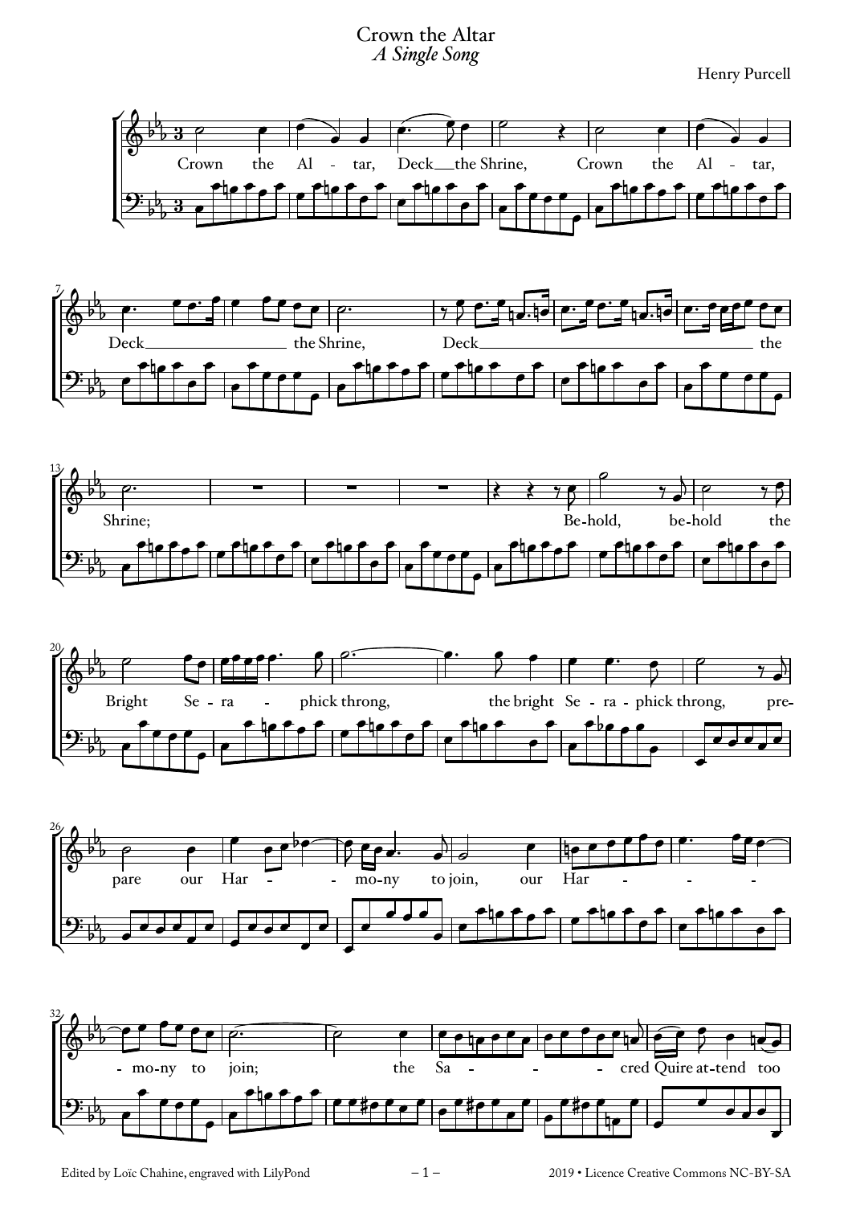# Crown the Altar

*A Single Song*

Henry Purcell

Crown the Altar, Deck the Shrine, Crown the Altar, Deck the Shrine, Deck the Shrine; Be-hold, be-hold the Bright Se-ra-phick throng, the bright Se-ra-phick throng, pre-pare our Har-mo-ny to join, our Har-mo-ny to join; the Sa-cred Quire at-tend too

Edited by Loïc Chahine, engraved with LilyPond

2019 • Licence Creative Commons NC-BY-SA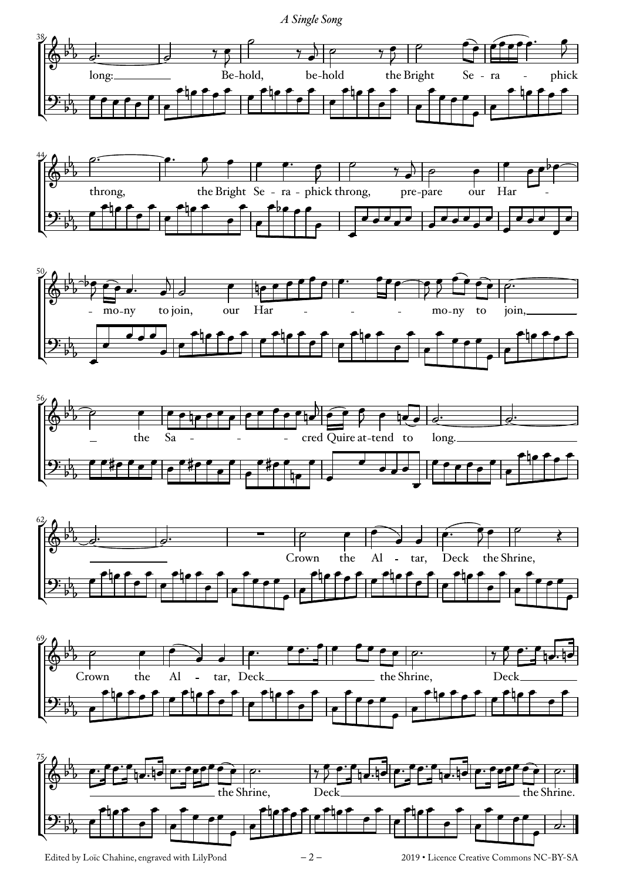long: Be-hold, be-hold the Bright Se - ra - phick throng, the Bright Se - ra - phick throng, pre-pare our Har - mo-ny to join, our Har - mo-ny to join, the Sa - cred Quire at-tend to long.

Crown the Al - tar, Deck the Shrine, Crown the Al - tar, Deck the Shrine, Deck the Shrine, Deck the Shrine.